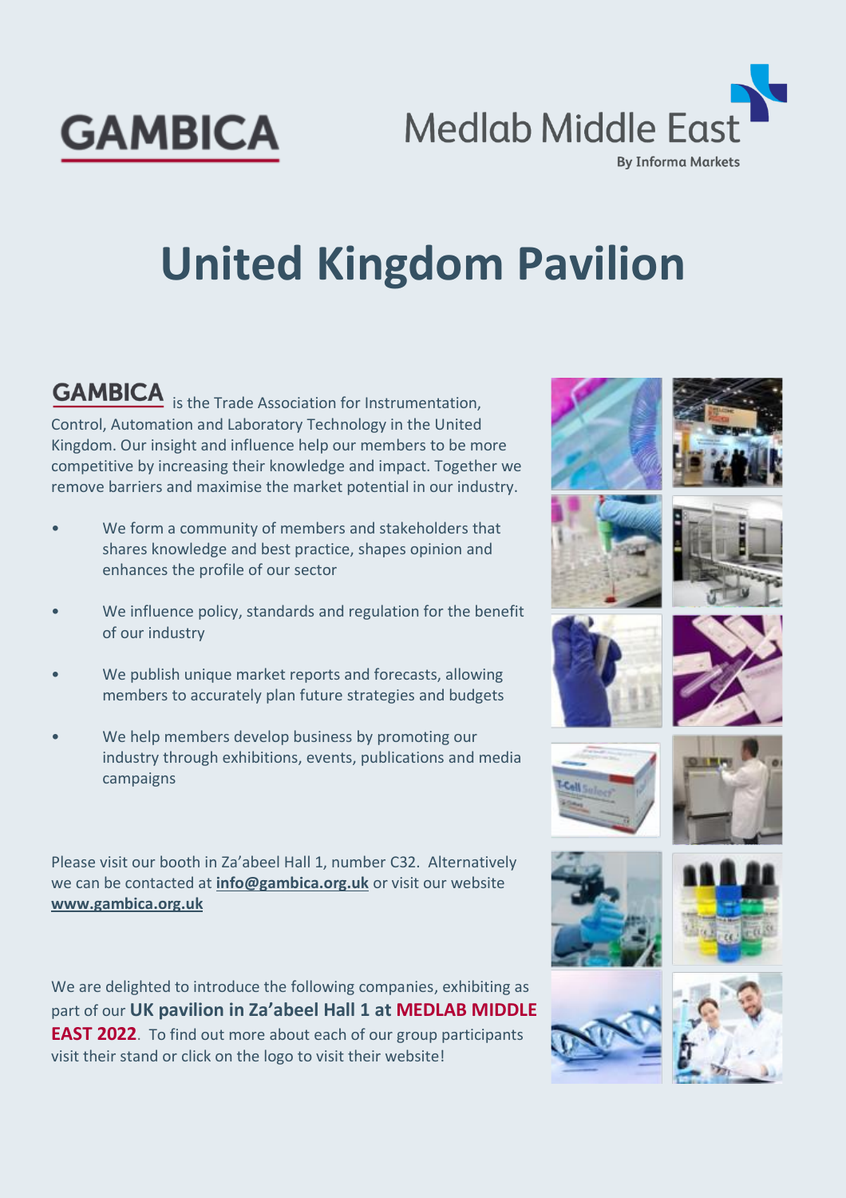GAMBICA

Medlab Middle East
By Informa Markets

# United Kingdom Pavilion

**GAMBICA** is the Trade Association for Instrumentation, Control, Automation and Laboratory Technology in the United Kingdom. Our insight and influence help our members to be more competitive by increasing their knowledge and impact. Together we remove barriers and maximise the market potential in our industry.

- We form a community of members and stakeholders that shares knowledge and best practice, shapes opinion and enhances the profile of our sector
- We influence policy, standards and regulation for the benefit of our industry
- We publish unique market reports and forecasts, allowing members to accurately plan future strategies and budgets
- We help members develop business by promoting our industry through exhibitions, events, publications and media campaigns

Please visit our booth in Za'abeel Hall 1, number C32. Alternatively we can be contacted at **info@gambica.org.uk** or visit our website **www.gambica.org.uk**

We are delighted to introduce the following companies, exhibiting as part of our **UK pavilion in Za'abeel Hall 1 at MEDLAB MIDDLE EAST 2022**. To find out more about each of our group participants visit their stand or click on the logo to visit their website!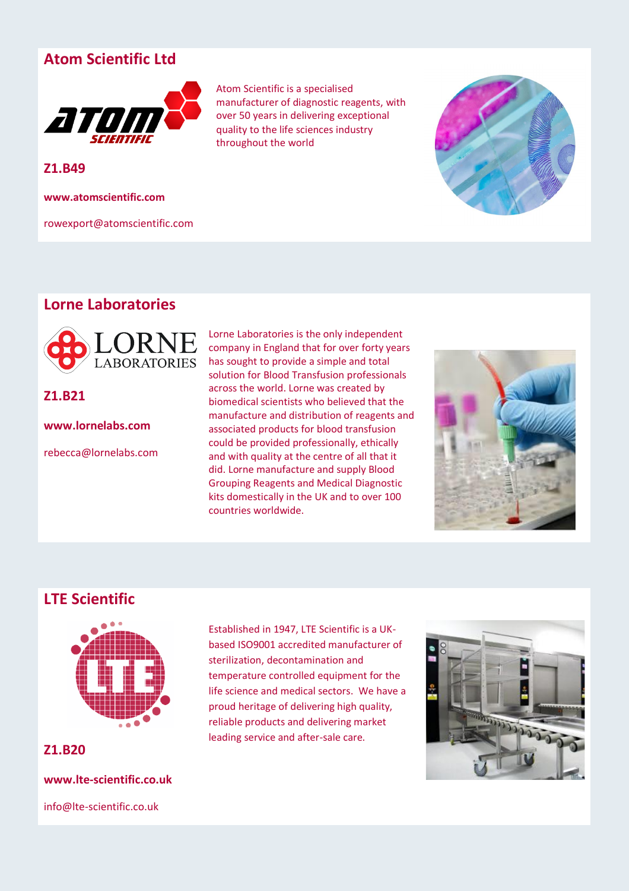## Atom Scientific Ltd

**Z1.B49**

**www.atomscientific.com**

rowexport@atomscientific.com

Atom Scientific is a specialised manufacturer of diagnostic reagents, with over 50 years in delivering exceptional quality to the life sciences industry throughout the world

## Lorne Laboratories

**Z1.B21**

**www.lornelabs.com**

rebecca@lornelabs.com

Lorne Laboratories is the only independent company in England that for over forty years has sought to provide a simple and total solution for Blood Transfusion professionals across the world. Lorne was created by biomedical scientists who believed that the manufacture and distribution of reagents and associated products for blood transfusion could be provided professionally, ethically and with quality at the centre of all that it did. Lorne manufacture and supply Blood Grouping Reagents and Medical Diagnostic kits domestically in the UK and to over 100 countries worldwide.

## LTE Scientific

**Z1.B20**

**www.lte-scientific.co.uk**

info@lte-scientific.co.uk

Established in 1947, LTE Scientific is a UK-based ISO9001 accredited manufacturer of sterilization, decontamination and temperature controlled equipment for the life science and medical sectors. We have a proud heritage of delivering high quality, reliable products and delivering market leading service and after-sale care.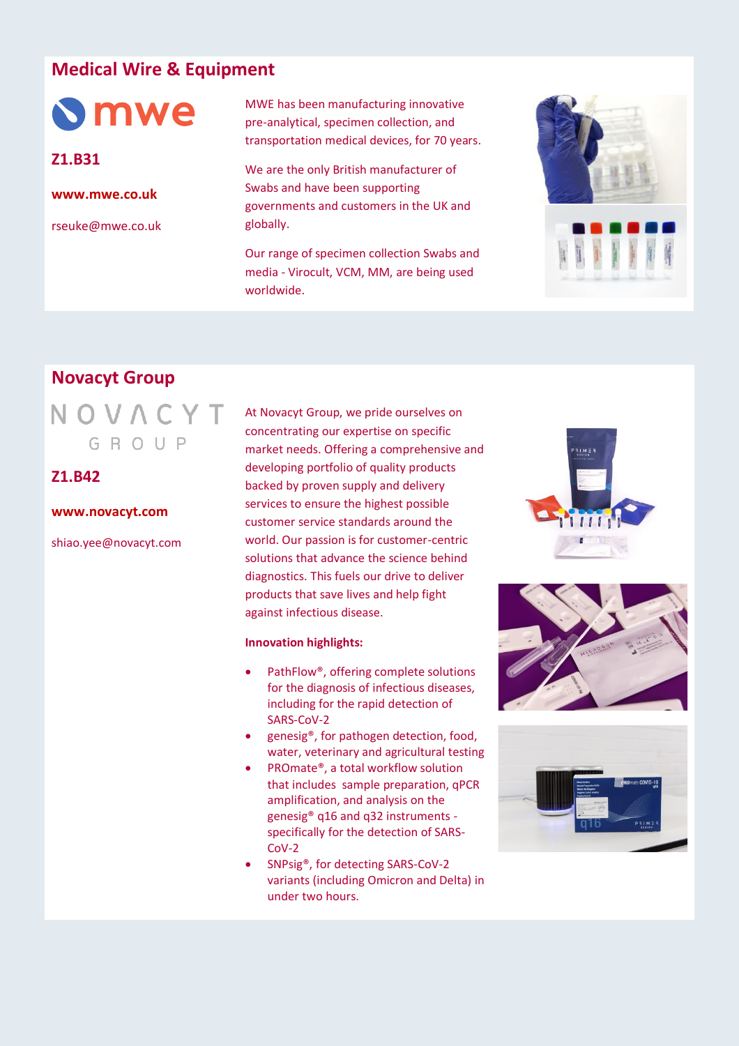## Medical Wire & Equipment

mwe

**Z1.B31**

**www.mwe.co.uk**

rseuke@mwe.co.uk

MWE has been manufacturing innovative pre-analytical, specimen collection, and transportation medical devices, for 70 years.

We are the only British manufacturer of Swabs and have been supporting governments and customers in the UK and globally.

Our range of specimen collection Swabs and media - Virocult, VCM, MM, are being used worldwide.

## Novacyt Group

NOVACYT GROUP

**Z1.B42**

**www.novacyt.com**

shiao.yee@novacyt.com

At Novacyt Group, we pride ourselves on concentrating our expertise on specific market needs. Offering a comprehensive and developing portfolio of quality products backed by proven supply and delivery services to ensure the highest possible customer service standards around the world. Our passion is for customer-centric solutions that advance the science behind diagnostics. This fuels our drive to deliver products that save lives and help fight against infectious disease.

**Innovation highlights:**

- PathFlow®, offering complete solutions for the diagnosis of infectious diseases, including for the rapid detection of SARS-CoV-2
- genesig®, for pathogen detection, food, water, veterinary and agricultural testing
- PROmate®, a total workflow solution that includes sample preparation, qPCR amplification, and analysis on the genesig® q16 and q32 instruments - specifically for the detection of SARS-CoV-2
- SNPsig®, for detecting SARS-CoV-2 variants (including Omicron and Delta) in under two hours.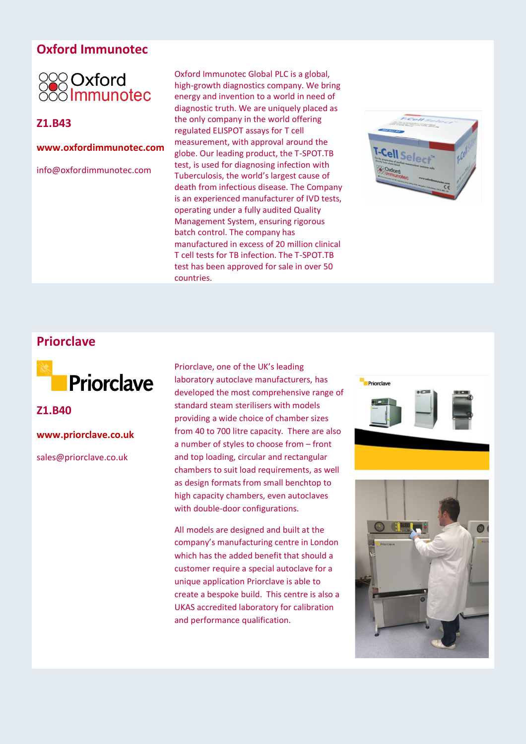## Oxford Immunotec

**Z1.B43**

**www.oxfordimmunotec.com**

info@oxfordimmunotec.com

Oxford Immunotec Global PLC is a global, high-growth diagnostics company. We bring energy and invention to a world in need of diagnostic truth. We are uniquely placed as the only company in the world offering regulated ELISPOT assays for T cell measurement, with approval around the globe. Our leading product, the T-SPOT.TB test, is used for diagnosing infection with Tuberculosis, the world's largest cause of death from infectious disease. The Company is an experienced manufacturer of IVD tests, operating under a fully audited Quality Management System, ensuring rigorous batch control. The company has manufactured in excess of 20 million clinical T cell tests for TB infection. The T-SPOT.TB test has been approved for sale in over 50 countries.

## Priorclave

**Z1.B40**

**www.priorclave.co.uk**

sales@priorclave.co.uk

Priorclave, one of the UK's leading laboratory autoclave manufacturers, has developed the most comprehensive range of standard steam sterilisers with models providing a wide choice of chamber sizes from 40 to 700 litre capacity. There are also a number of styles to choose from – front and top loading, circular and rectangular chambers to suit load requirements, as well as design formats from small benchtop to high capacity chambers, even autoclaves with double-door configurations.

All models are designed and built at the company's manufacturing centre in London which has the added benefit that should a customer require a special autoclave for a unique application Priorclave is able to create a bespoke build. This centre is also a UKAS accredited laboratory for calibration and performance qualification.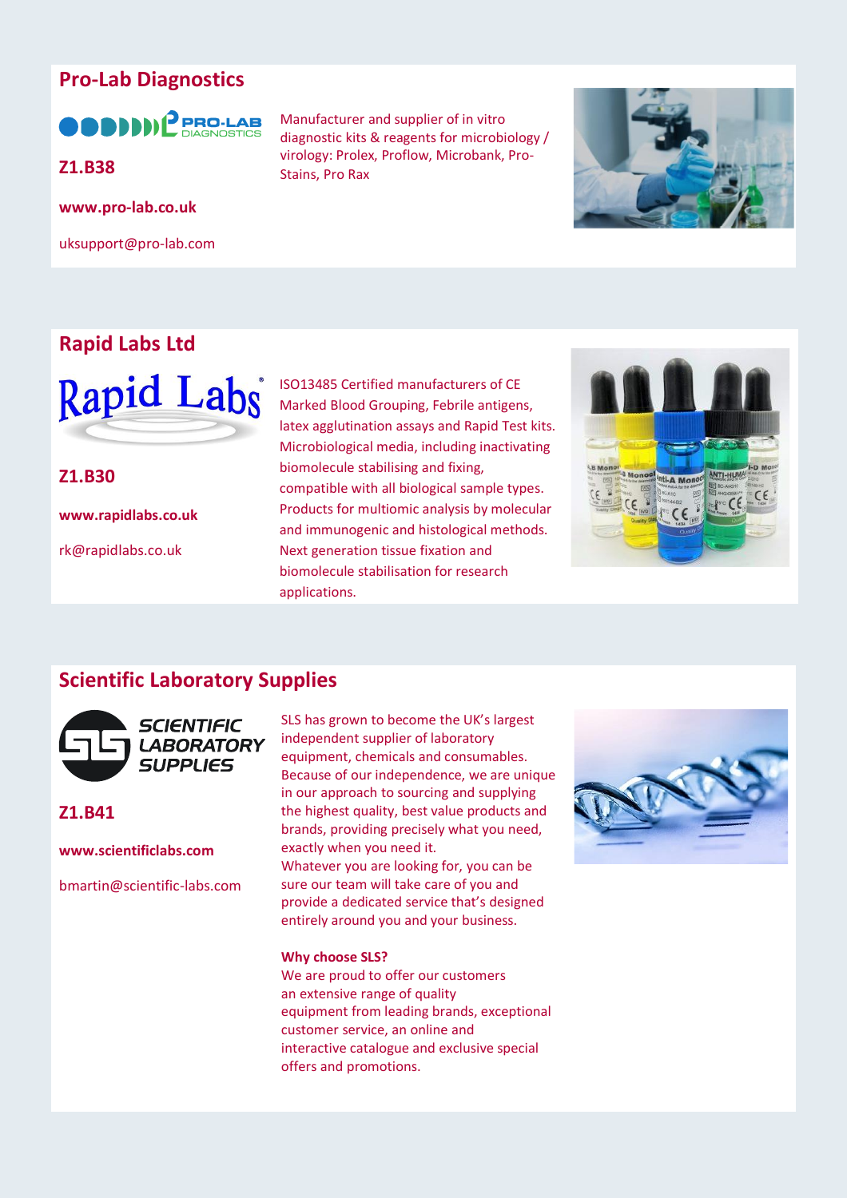## Pro-Lab Diagnostics

**Z1.B38**

**www.pro-lab.co.uk**

uksupport@pro-lab.com

Manufacturer and supplier of in vitro diagnostic kits & reagents for microbiology / virology: Prolex, Proflow, Microbank, Pro-Stains, Pro Rax

## Rapid Labs Ltd

**Z1.B30**

**www.rapidlabs.co.uk**

rk@rapidlabs.co.uk

ISO13485 Certified manufacturers of CE Marked Blood Grouping, Febrile antigens, latex agglutination assays and Rapid Test kits. Microbiological media, including inactivating biomolecule stabilising and fixing, compatible with all biological sample types. Products for multiomic analysis by molecular and immunogenic and histological methods. Next generation tissue fixation and biomolecule stabilisation for research applications.

## Scientific Laboratory Supplies

**Z1.B41**

**www.scientificlabs.com**

bmartin@scientific-labs.com

SLS has grown to become the UK's largest independent supplier of laboratory equipment, chemicals and consumables. Because of our independence, we are unique in our approach to sourcing and supplying the highest quality, best value products and brands, providing precisely what you need, exactly when you need it.
Whatever you are looking for, you can be sure our team will take care of you and provide a dedicated service that's designed entirely around you and your business.

**Why choose SLS?**
We are proud to offer our customers an extensive range of quality equipment from leading brands, exceptional customer service, an online and interactive catalogue and exclusive special offers and promotions.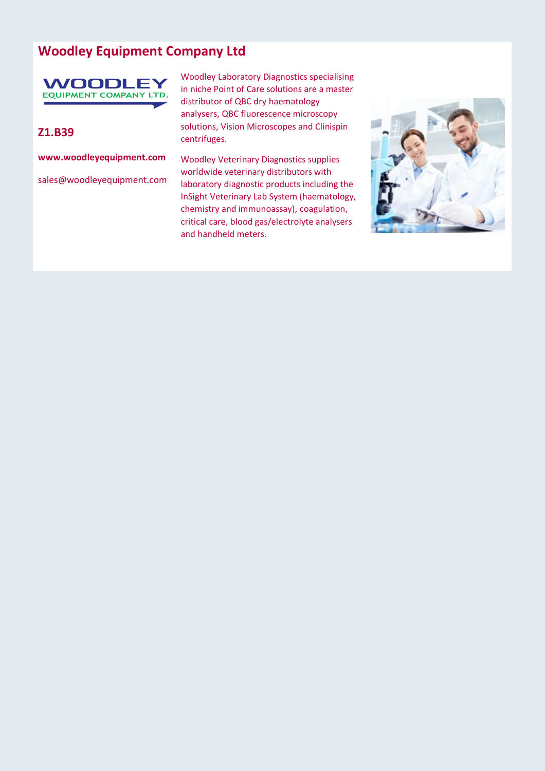## Woodley Equipment Company Ltd

**Z1.B39**

**www.woodleyequipment.com**

sales@woodleyequipment.com

Woodley Laboratory Diagnostics specialising in niche Point of Care solutions are a master distributor of QBC dry haematology analysers, QBC fluorescence microscopy solutions, Vision Microscopes and Clinispin centrifuges.

Woodley Veterinary Diagnostics supplies worldwide veterinary distributors with laboratory diagnostic products including the InSight Veterinary Lab System (haematology, chemistry and immunoassay), coagulation, critical care, blood gas/electrolyte analysers and handheld meters.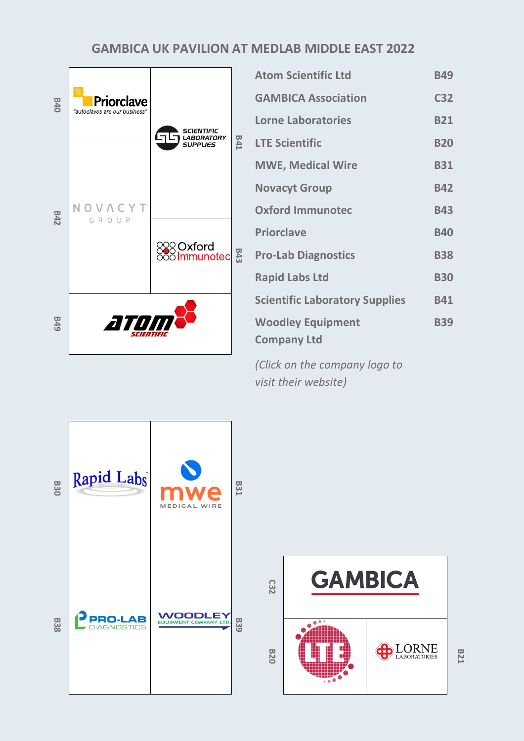## GAMBICA UK PAVILION AT MEDLAB MIDDLE EAST 2022

| | |
|---|---|
| Atom Scientific Ltd | B49 |
| GAMBICA Association | C32 |
| Lorne Laboratories | B21 |
| LTE Scientific | B20 |
| MWE, Medical Wire | B31 |
| Novacyt Group | B42 |
| Oxford Immunotec | B43 |
| Priorclave | B40 |
| Pro-Lab Diagnostics | B38 |
| Rapid Labs Ltd | B30 |
| Scientific Laboratory Supplies | B41 |
| Woodley Equipment Company Ltd | B39 |

*(Click on the company logo to visit their website)*

B40 Priorclave "autoclaves are our business"

B41 SCIENTIFIC LABORATORY SUPPLIES

B42 NOVACYT GROUP

B43 Oxford Immunotec

B49 ATOM SCIENTIFIC

B30 Rapid Labs

B31 mwe MEDICAL WIRE

B38 PRO-LAB DIAGNOSTICS

B39 WOODLEY EQUIPMENT COMPANY LTD.

C32 GAMBICA

B20 LTE

B21 LORNE LABORATORIES